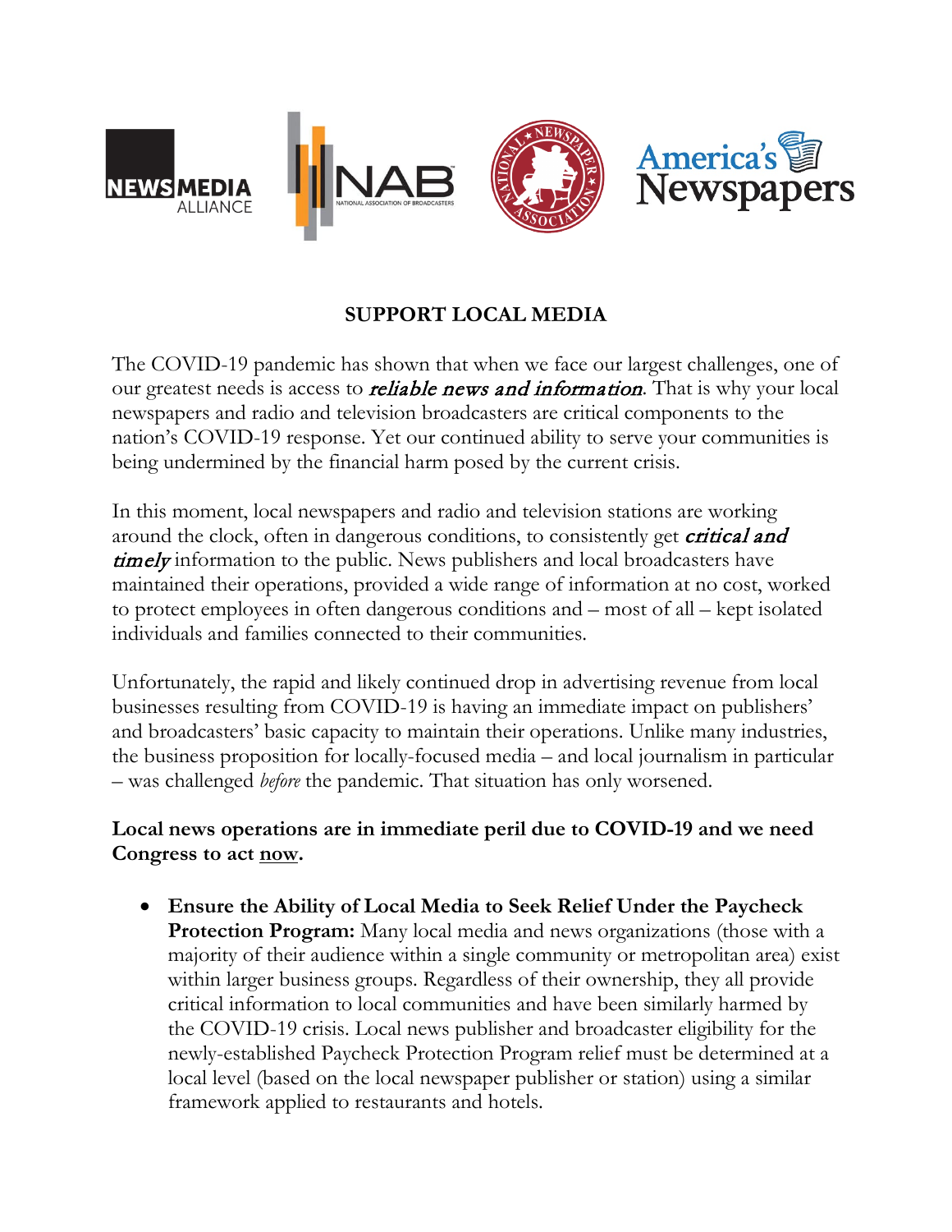# SUPPORT LOCAL MEDIA

The COVID-19 pandemic has shown that when we face our largest challenges, one of our greatest needs is access to ***reliable news and information***. That is why your local newspapers and radio and television broadcasters are critical components to the nation's COVID-19 response. Yet our continued ability to serve your communities is being undermined by the financial harm posed by the current crisis.

In this moment, local newspapers and radio and television stations are working around the clock, often in dangerous conditions, to consistently get ***critical and timely*** information to the public. News publishers and local broadcasters have maintained their operations, provided a wide range of information at no cost, worked to protect employees in often dangerous conditions and – most of all – kept isolated individuals and families connected to their communities.

Unfortunately, the rapid and likely continued drop in advertising revenue from local businesses resulting from COVID-19 is having an immediate impact on publishers' and broadcasters' basic capacity to maintain their operations. Unlike many industries, the business proposition for locally-focused media – and local journalism in particular – was challenged *before* the pandemic. That situation has only worsened.

**Local news operations are in immediate peril due to COVID-19 and we need Congress to act <u>now</u>.**

- **Ensure the Ability of Local Media to Seek Relief Under the Paycheck Protection Program:** Many local media and news organizations (those with a majority of their audience within a single community or metropolitan area) exist within larger business groups. Regardless of their ownership, they all provide critical information to local communities and have been similarly harmed by the COVID-19 crisis. Local news publisher and broadcaster eligibility for the newly-established Paycheck Protection Program relief must be determined at a local level (based on the local newspaper publisher or station) using a similar framework applied to restaurants and hotels.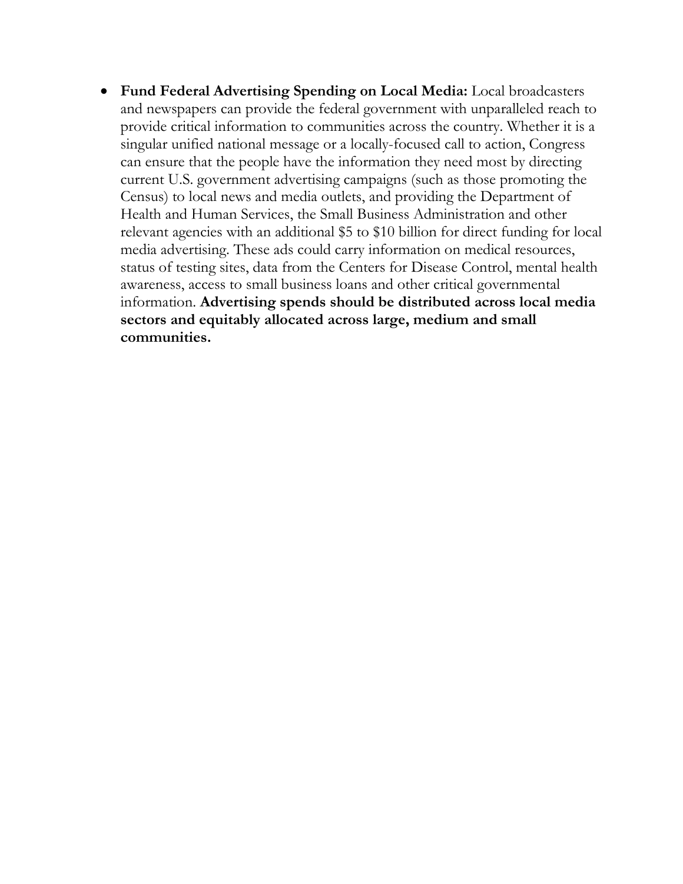- **Fund Federal Advertising Spending on Local Media:** Local broadcasters and newspapers can provide the federal government with unparalleled reach to provide critical information to communities across the country. Whether it is a singular unified national message or a locally-focused call to action, Congress can ensure that the people have the information they need most by directing current U.S. government advertising campaigns (such as those promoting the Census) to local news and media outlets, and providing the Department of Health and Human Services, the Small Business Administration and other relevant agencies with an additional $5 to $10 billion for direct funding for local media advertising. These ads could carry information on medical resources, status of testing sites, data from the Centers for Disease Control, mental health awareness, access to small business loans and other critical governmental information. **Advertising spends should be distributed across local media sectors and equitably allocated across large, medium and small communities.**